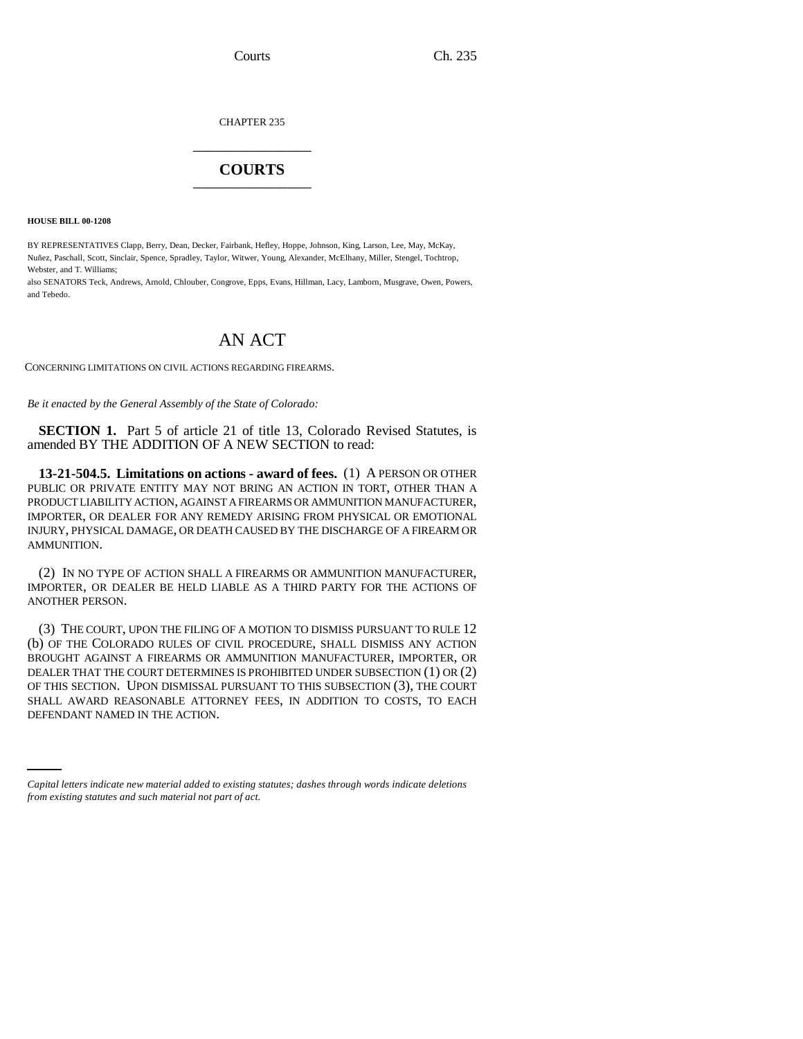CHAPTER 235

# COURTS

**HOUSE BILL 00-1208**

BY REPRESENTATIVES Clapp, Berry, Dean, Decker, Fairbank, Hefley, Hoppe, Johnson, King, Larson, Lee, May, McKay, Nuñez, Paschall, Scott, Sinclair, Spence, Spradley, Taylor, Witwer, Young, Alexander, McElhany, Miller, Stengel, Tochtrop, Webster, and T. Williams;
also SENATORS Teck, Andrews, Arnold, Chlouber, Congrove, Epps, Evans, Hillman, Lacy, Lamborn, Musgrave, Owen, Powers, and Tebedo.

# AN ACT

CONCERNING LIMITATIONS ON CIVIL ACTIONS REGARDING FIREARMS.

*Be it enacted by the General Assembly of the State of Colorado:*

**SECTION 1.** Part 5 of article 21 of title 13, Colorado Revised Statutes, is amended BY THE ADDITION OF A NEW SECTION to read:

**13-21-504.5. Limitations on actions - award of fees.** (1) A PERSON OR OTHER PUBLIC OR PRIVATE ENTITY MAY NOT BRING AN ACTION IN TORT, OTHER THAN A PRODUCT LIABILITY ACTION, AGAINST A FIREARMS OR AMMUNITION MANUFACTURER, IMPORTER, OR DEALER FOR ANY REMEDY ARISING FROM PHYSICAL OR EMOTIONAL INJURY, PHYSICAL DAMAGE, OR DEATH CAUSED BY THE DISCHARGE OF A FIREARM OR AMMUNITION.

(2) IN NO TYPE OF ACTION SHALL A FIREARMS OR AMMUNITION MANUFACTURER, IMPORTER, OR DEALER BE HELD LIABLE AS A THIRD PARTY FOR THE ACTIONS OF ANOTHER PERSON.

(3) THE COURT, UPON THE FILING OF A MOTION TO DISMISS PURSUANT TO RULE 12 (b) OF THE COLORADO RULES OF CIVIL PROCEDURE, SHALL DISMISS ANY ACTION BROUGHT AGAINST A FIREARMS OR AMMUNITION MANUFACTURER, IMPORTER, OR DEALER THAT THE COURT DETERMINES IS PROHIBITED UNDER SUBSECTION (1) OR (2) OF THIS SECTION. UPON DISMISSAL PURSUANT TO THIS SUBSECTION (3), THE COURT SHALL AWARD REASONABLE ATTORNEY FEES, IN ADDITION TO COSTS, TO EACH DEFENDANT NAMED IN THE ACTION.

*Capital letters indicate new material added to existing statutes; dashes through words indicate deletions from existing statutes and such material not part of act.*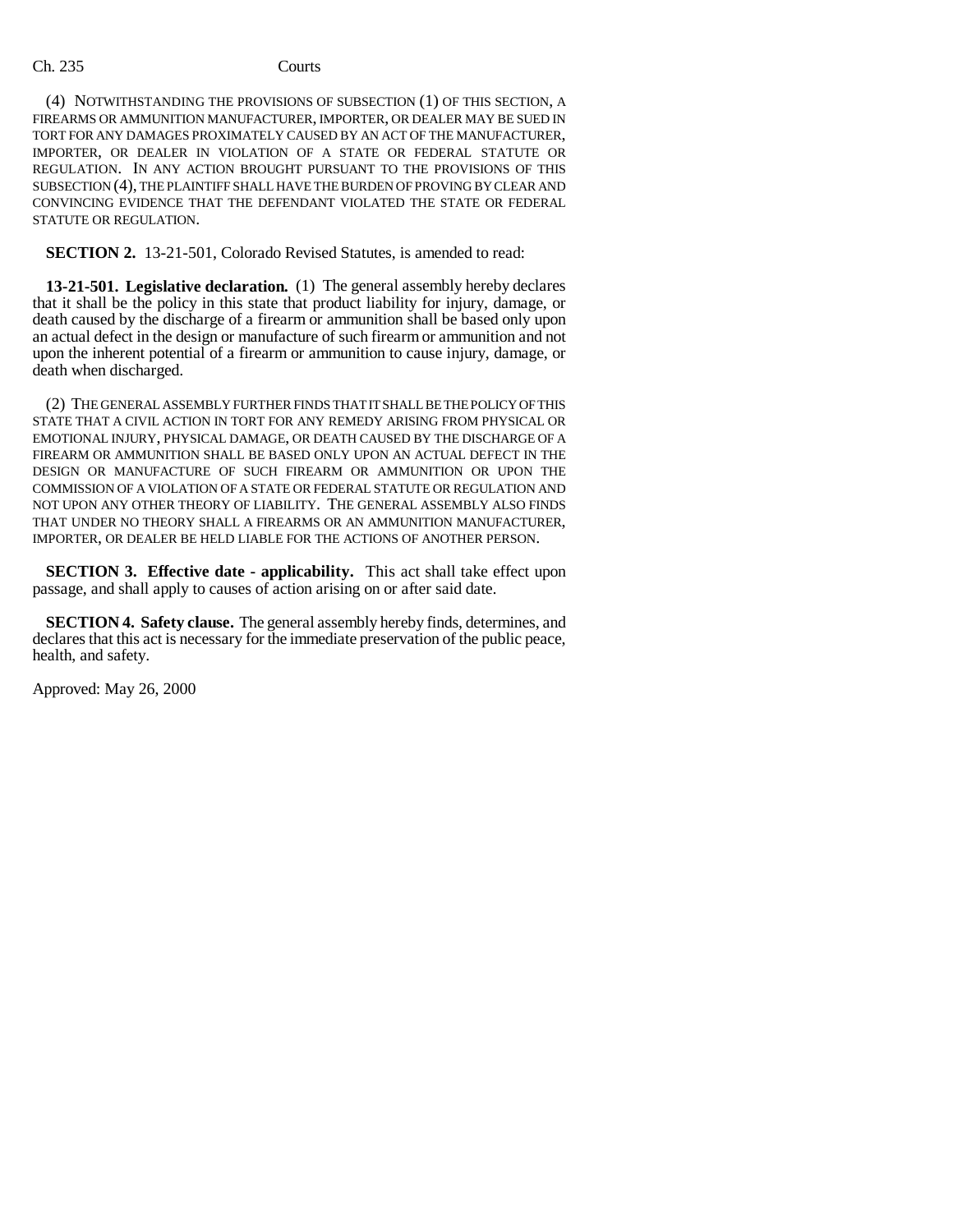(4) NOTWITHSTANDING THE PROVISIONS OF SUBSECTION (1) OF THIS SECTION, A FIREARMS OR AMMUNITION MANUFACTURER, IMPORTER, OR DEALER MAY BE SUED IN TORT FOR ANY DAMAGES PROXIMATELY CAUSED BY AN ACT OF THE MANUFACTURER, IMPORTER, OR DEALER IN VIOLATION OF A STATE OR FEDERAL STATUTE OR REGULATION. IN ANY ACTION BROUGHT PURSUANT TO THE PROVISIONS OF THIS SUBSECTION (4), THE PLAINTIFF SHALL HAVE THE BURDEN OF PROVING BY CLEAR AND CONVINCING EVIDENCE THAT THE DEFENDANT VIOLATED THE STATE OR FEDERAL STATUTE OR REGULATION.

**SECTION 2.** 13-21-501, Colorado Revised Statutes, is amended to read:

**13-21-501. Legislative declaration.** (1) The general assembly hereby declares that it shall be the policy in this state that product liability for injury, damage, or death caused by the discharge of a firearm or ammunition shall be based only upon an actual defect in the design or manufacture of such firearm or ammunition and not upon the inherent potential of a firearm or ammunition to cause injury, damage, or death when discharged.

(2) THE GENERAL ASSEMBLY FURTHER FINDS THAT IT SHALL BE THE POLICY OF THIS STATE THAT A CIVIL ACTION IN TORT FOR ANY REMEDY ARISING FROM PHYSICAL OR EMOTIONAL INJURY, PHYSICAL DAMAGE, OR DEATH CAUSED BY THE DISCHARGE OF A FIREARM OR AMMUNITION SHALL BE BASED ONLY UPON AN ACTUAL DEFECT IN THE DESIGN OR MANUFACTURE OF SUCH FIREARM OR AMMUNITION OR UPON THE COMMISSION OF A VIOLATION OF A STATE OR FEDERAL STATUTE OR REGULATION AND NOT UPON ANY OTHER THEORY OF LIABILITY. THE GENERAL ASSEMBLY ALSO FINDS THAT UNDER NO THEORY SHALL A FIREARMS OR AN AMMUNITION MANUFACTURER, IMPORTER, OR DEALER BE HELD LIABLE FOR THE ACTIONS OF ANOTHER PERSON.

**SECTION 3. Effective date - applicability.** This act shall take effect upon passage, and shall apply to causes of action arising on or after said date.

**SECTION 4. Safety clause.** The general assembly hereby finds, determines, and declares that this act is necessary for the immediate preservation of the public peace, health, and safety.

Approved: May 26, 2000